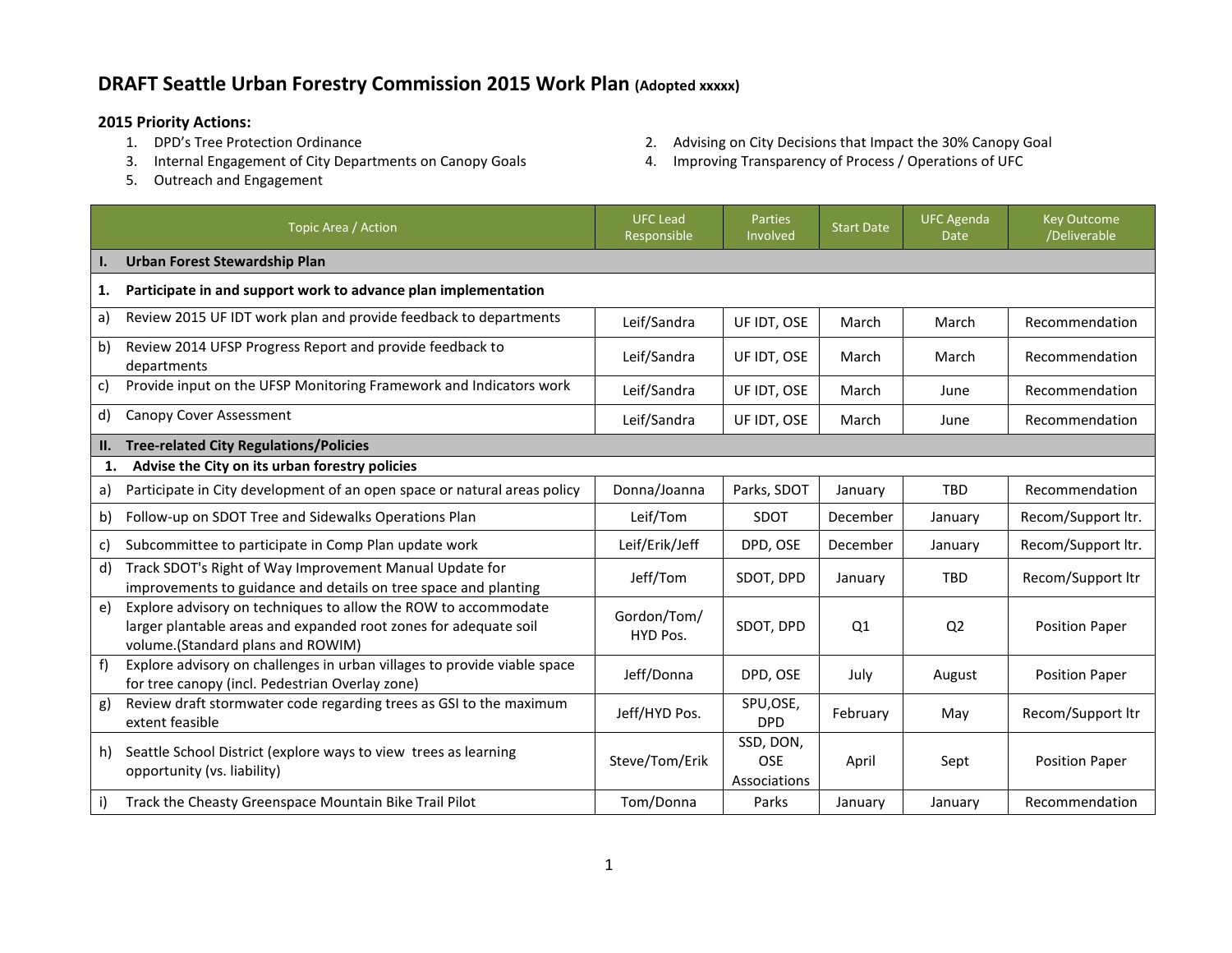# DRAFT Seattle Urban Forestry Commission 2015 Work Plan (Adopted xxxxx)

**2015 Priority Actions:**

1. DPD's Tree Protection Ordinance
2. Advising on City Decisions that Impact the 30% Canopy Goal
3. Internal Engagement of City Departments on Canopy Goals
4. Improving Transparency of Process / Operations of UFC
5. Outreach and Engagement

| Topic Area / Action | UFC Lead Responsible | Parties Involved | Start Date | UFC Agenda Date | Key Outcome /Deliverable |
|---|---|---|---|---|---|
| **I. Urban Forest Stewardship Plan** | | | | | |
| **1. Participate in and support work to advance plan implementation** | | | | | |
| a) Review 2015 UF IDT work plan and provide feedback to departments | Leif/Sandra | UF IDT, OSE | March | March | Recommendation |
| b) Review 2014 UFSP Progress Report and provide feedback to departments | Leif/Sandra | UF IDT, OSE | March | March | Recommendation |
| c) Provide input on the UFSP Monitoring Framework and Indicators work | Leif/Sandra | UF IDT, OSE | March | June | Recommendation |
| d) Canopy Cover Assessment | Leif/Sandra | UF IDT, OSE | March | June | Recommendation |
| **II. Tree-related City Regulations/Policies** | | | | | |
| **1. Advise the City on its urban forestry policies** | | | | | |
| a) Participate in City development of an open space or natural areas policy | Donna/Joanna | Parks, SDOT | January | TBD | Recommendation |
| b) Follow-up on SDOT Tree and Sidewalks Operations Plan | Leif/Tom | SDOT | December | January | Recom/Support ltr. |
| c) Subcommittee to participate in Comp Plan update work | Leif/Erik/Jeff | DPD, OSE | December | January | Recom/Support ltr. |
| d) Track SDOT's Right of Way Improvement Manual Update for improvements to guidance and details on tree space and planting | Jeff/Tom | SDOT, DPD | January | TBD | Recom/Support ltr |
| e) Explore advisory on techniques to allow the ROW to accommodate larger plantable areas and expanded root zones for adequate soil volume.(Standard plans and ROWIM) | Gordon/Tom/ HYD Pos. | SDOT, DPD | Q1 | Q2 | Position Paper |
| f) Explore advisory on challenges in urban villages to provide viable space for tree canopy (incl. Pedestrian Overlay zone) | Jeff/Donna | DPD, OSE | July | August | Position Paper |
| g) Review draft stormwater code regarding trees as GSI to the maximum extent feasible | Jeff/HYD Pos. | SPU,OSE, DPD | February | May | Recom/Support ltr |
| h) Seattle School District (explore ways to view trees as learning opportunity (vs. liability) | Steve/Tom/Erik | SSD, DON, OSE Associations | April | Sept | Position Paper |
| i) Track the Cheasty Greenspace Mountain Bike Trail Pilot | Tom/Donna | Parks | January | January | Recommendation |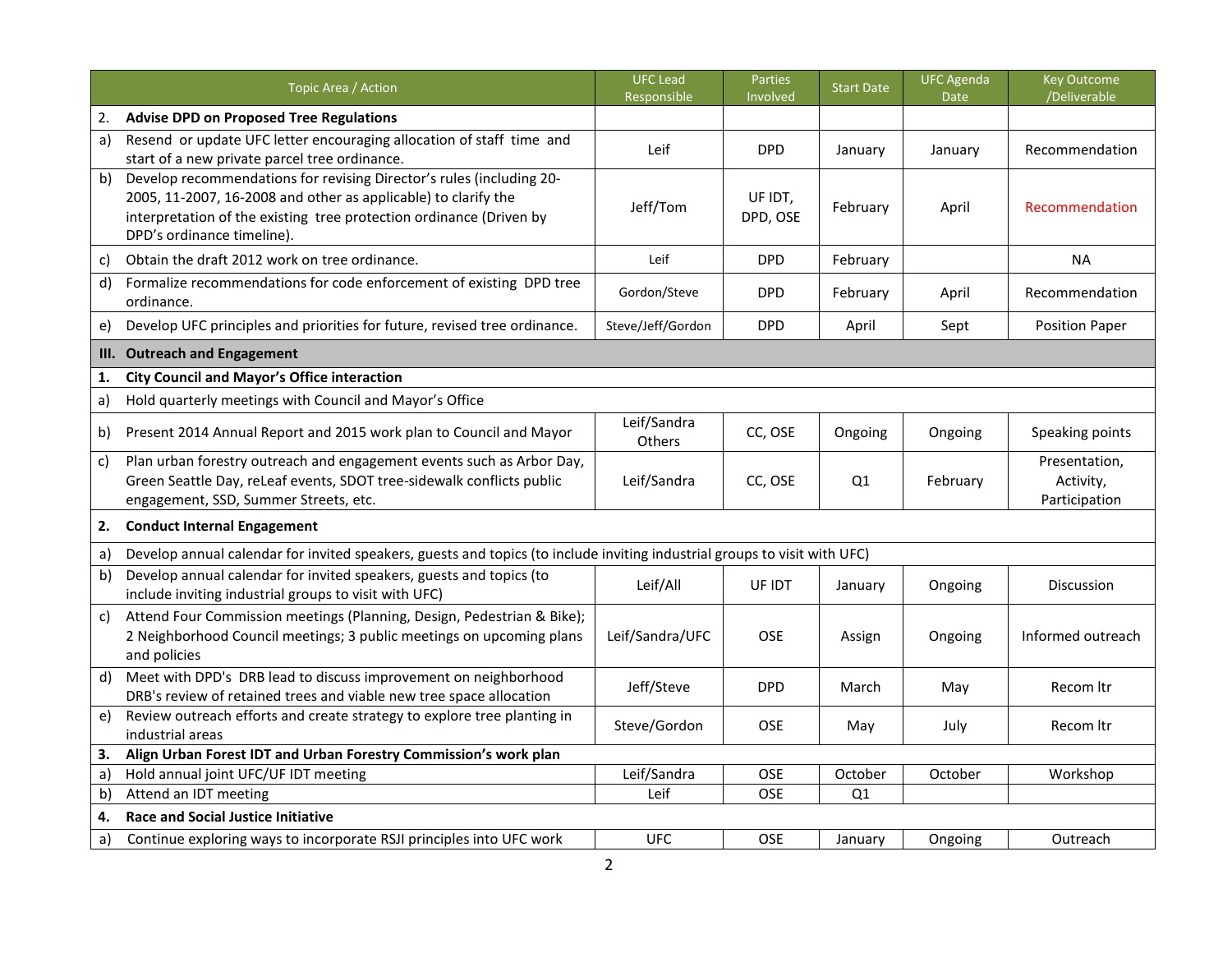| Topic Area / Action | UFC Lead Responsible | Parties Involved | Start Date | UFC Agenda Date | Key Outcome /Deliverable |
|---|---|---|---|---|---|
| 2. **Advise DPD on Proposed Tree Regulations** | | | | | |
| a) Resend or update UFC letter encouraging allocation of staff time and start of a new private parcel tree ordinance. | Leif | DPD | January | January | Recommendation |
| b) Develop recommendations for revising Director's rules (including 20-2005, 11-2007, 16-2008 and other as applicable) to clarify the interpretation of the existing tree protection ordinance (Driven by DPD's ordinance timeline). | Jeff/Tom | UF IDT, DPD, OSE | February | April | Recommendation |
| c) Obtain the draft 2012 work on tree ordinance. | Leif | DPD | February | | NA |
| d) Formalize recommendations for code enforcement of existing DPD tree ordinance. | Gordon/Steve | DPD | February | April | Recommendation |
| e) Develop UFC principles and priorities for future, revised tree ordinance. | Steve/Jeff/Gordon | DPD | April | Sept | Position Paper |
| **III. Outreach and Engagement** | | | | | |
| 1. **City Council and Mayor's Office interaction** | | | | | |
| a) Hold quarterly meetings with Council and Mayor's Office | | | | | |
| b) Present 2014 Annual Report and 2015 work plan to Council and Mayor | Leif/Sandra Others | CC, OSE | Ongoing | Ongoing | Speaking points |
| c) Plan urban forestry outreach and engagement events such as Arbor Day, Green Seattle Day, reLeaf events, SDOT tree-sidewalk conflicts public engagement, SSD, Summer Streets, etc. | Leif/Sandra | CC, OSE | Q1 | February | Presentation, Activity, Participation |
| 2. **Conduct Internal Engagement** | | | | | |
| a) Develop annual calendar for invited speakers, guests and topics (to include inviting industrial groups to visit with UFC) | | | | | |
| b) Develop annual calendar for invited speakers, guests and topics (to include inviting industrial groups to visit with UFC) | Leif/All | UF IDT | January | Ongoing | Discussion |
| c) Attend Four Commission meetings (Planning, Design, Pedestrian & Bike); 2 Neighborhood Council meetings; 3 public meetings on upcoming plans and policies | Leif/Sandra/UFC | OSE | Assign | Ongoing | Informed outreach |
| d) Meet with DPD's DRB lead to discuss improvement on neighborhood DRB's review of retained trees and viable new tree space allocation | Jeff/Steve | DPD | March | May | Recom ltr |
| e) Review outreach efforts and create strategy to explore tree planting in industrial areas | Steve/Gordon | OSE | May | July | Recom ltr |
| 3. **Align Urban Forest IDT and Urban Forestry Commission's work plan** | | | | | |
| a) Hold annual joint UFC/UF IDT meeting | Leif/Sandra | OSE | October | October | Workshop |
| b) Attend an IDT meeting | Leif | OSE | Q1 | | |
| 4. **Race and Social Justice Initiative** | | | | | |
| a) Continue exploring ways to incorporate RSJI principles into UFC work | UFC | OSE | January | Ongoing | Outreach |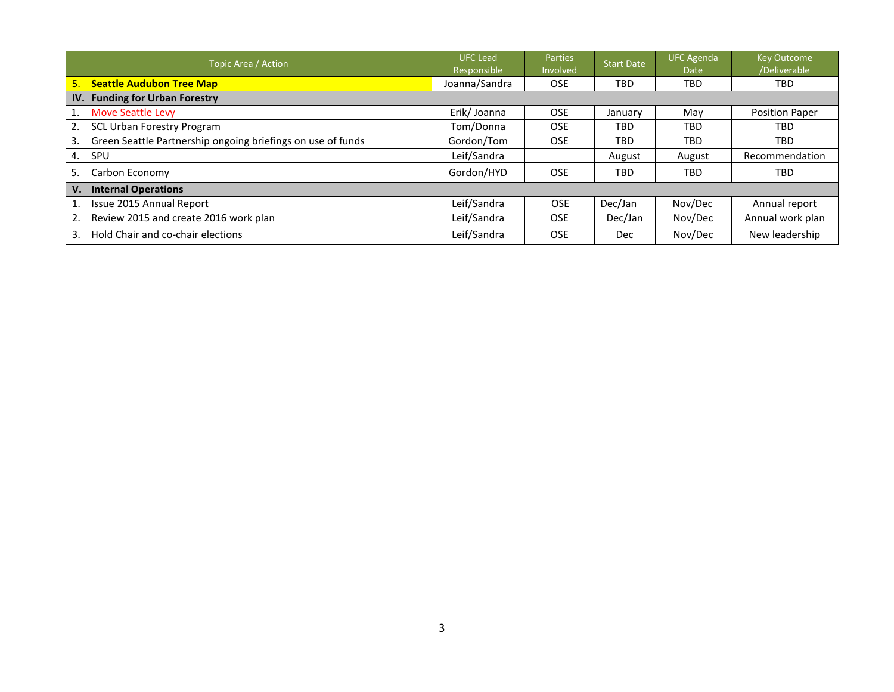| Topic Area / Action | UFC Lead Responsible | Parties Involved | Start Date | UFC Agenda Date | Key Outcome /Deliverable |
|---|---|---|---|---|---|
| 5. **Seattle Audubon Tree Map** | Joanna/Sandra | OSE | TBD | TBD | TBD |
| **IV. Funding for Urban Forestry** | | | | | |
| 1. Move Seattle Levy | Erik/ Joanna | OSE | January | May | Position Paper |
| 2. SCL Urban Forestry Program | Tom/Donna | OSE | TBD | TBD | TBD |
| 3. Green Seattle Partnership ongoing briefings on use of funds | Gordon/Tom | OSE | TBD | TBD | TBD |
| 4. SPU | Leif/Sandra | | August | August | Recommendation |
| 5. Carbon Economy | Gordon/HYD | OSE | TBD | TBD | TBD |
| **V. Internal Operations** | | | | | |
| 1. Issue 2015 Annual Report | Leif/Sandra | OSE | Dec/Jan | Nov/Dec | Annual report |
| 2. Review 2015 and create 2016 work plan | Leif/Sandra | OSE | Dec/Jan | Nov/Dec | Annual work plan |
| 3. Hold Chair and co-chair elections | Leif/Sandra | OSE | Dec | Nov/Dec | New leadership |